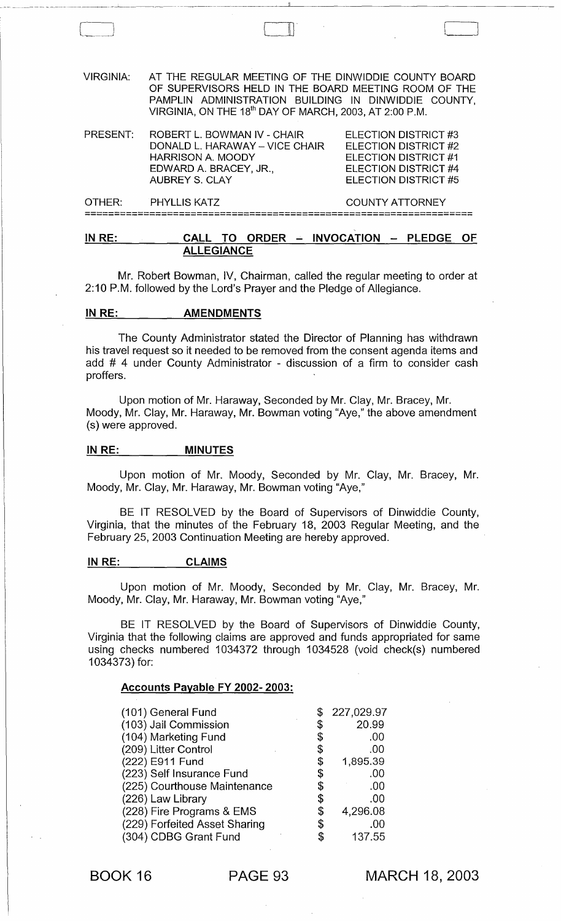VIRGINIA: AT THE REGULAR MEETING OF THE DINWIDDIE COUNTY BOARD OF SUPERVISORS HELD IN THE BOARD MEETING ROOM OF THE PAMPLIN ADMINISTRATION BUILDING IN DINWIDDIE COUNTY, VIRGINIA, ON THE 18th DAY OF MARCH, 2003, AT 2:00 P.M.

| | | |
|---|---|---|
| PRESENT: | ROBERT L. BOWMAN IV - CHAIR | ELECTION DISTRICT #3 |
| | DONALD L. HARAWAY – VICE CHAIR | ELECTION DISTRICT #2 |
| | HARRISON A. MOODY | ELECTION DISTRICT #1 |
| | EDWARD A. BRACEY, JR., | ELECTION DISTRICT #4 |
| | AUBREY S. CLAY | ELECTION DISTRICT #5 |
| OTHER: | PHYLLIS KATZ | COUNTY ATTORNEY |

## IN RE: CALL TO ORDER – INVOCATION – PLEDGE OF ALLEGIANCE

Mr. Robert Bowman, IV, Chairman, called the regular meeting to order at 2:10 P.M. followed by the Lord's Prayer and the Pledge of Allegiance.

## IN RE: AMENDMENTS

The County Administrator stated the Director of Planning has withdrawn his travel request so it needed to be removed from the consent agenda items and add # 4 under County Administrator - discussion of a firm to consider cash proffers.

Upon motion of Mr. Haraway, Seconded by Mr. Clay, Mr. Bracey, Mr. Moody, Mr. Clay, Mr. Haraway, Mr. Bowman voting "Aye," the above amendment (s) were approved.

## IN RE: MINUTES

Upon motion of Mr. Moody, Seconded by Mr. Clay, Mr. Bracey, Mr. Moody, Mr. Clay, Mr. Haraway, Mr. Bowman voting "Aye,"

BE IT RESOLVED by the Board of Supervisors of Dinwiddie County, Virginia, that the minutes of the February 18, 2003 Regular Meeting, and the February 25, 2003 Continuation Meeting are hereby approved.

## IN RE: CLAIMS

Upon motion of Mr. Moody, Seconded by Mr. Clay, Mr. Bracey, Mr. Moody, Mr. Clay, Mr. Haraway, Mr. Bowman voting "Aye,"

BE IT RESOLVED by the Board of Supervisors of Dinwiddie County, Virginia that the following claims are approved and funds appropriated for same using checks numbered 1034372 through 1034528 (void check(s) numbered 1034373) for:

### Accounts Payable FY 2002- 2003:

| | |
|---|---|
| (101) General Fund | $ 227,029.97 |
| (103) Jail Commission | $ 20.99 |
| (104) Marketing Fund | $ .00 |
| (209) Litter Control | $ .00 |
| (222) E911 Fund | $ 1,895.39 |
| (223) Self Insurance Fund | $ .00 |
| (225) Courthouse Maintenance | $ .00 |
| (226) Law Library | $ .00 |
| (228) Fire Programs & EMS | $ 4,296.08 |
| (229) Forfeited Asset Sharing | $ .00 |
| (304) CDBG Grant Fund | $ 137.55 |

BOOK 16 PAGE 93 MARCH 18, 2003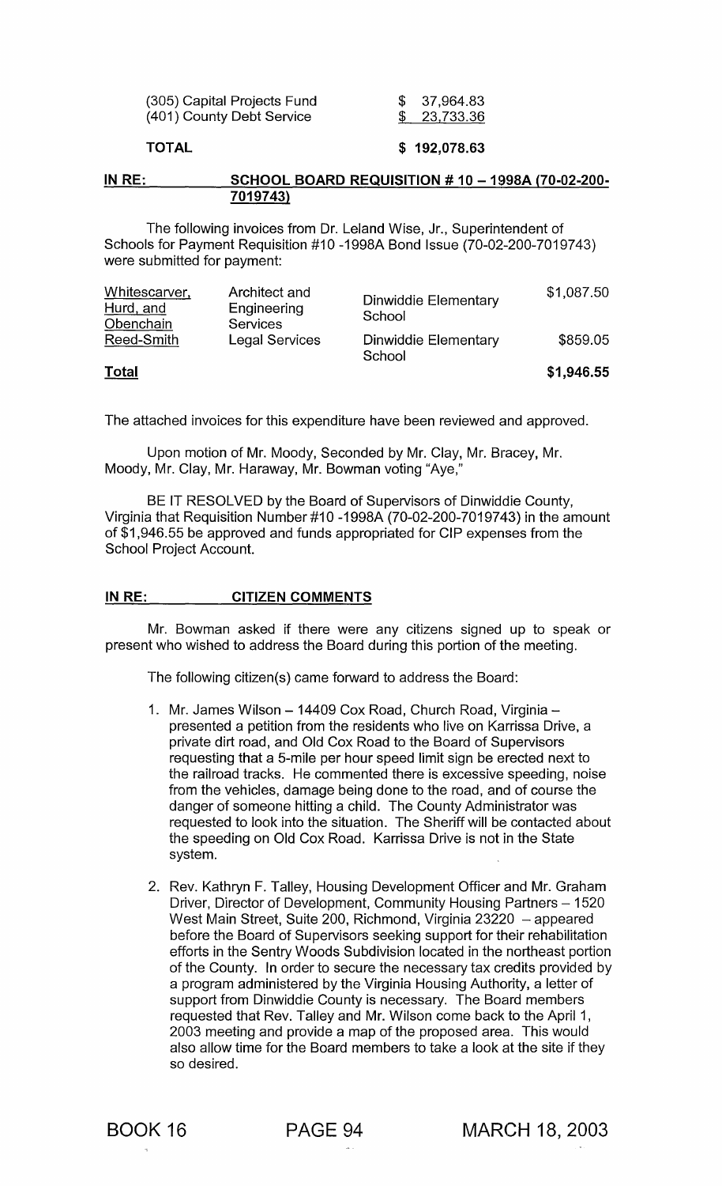| | |
|---|---|
| (305) Capital Projects Fund | $ 37,964.83 |
| (401) County Debt Service | $ 23,733.36 |
| **TOTAL** | **$ 192,078.63** |

**IN RE: SCHOOL BOARD REQUISITION # 10 – 1998A (70-02-200-7019743)**

The following invoices from Dr. Leland Wise, Jr., Superintendent of Schools for Payment Requisition #10 -1998A Bond Issue (70-02-200-7019743) were submitted for payment:

| | | | |
|---|---|---|---|
| Whitescarver, Hurd, and Obenchain | Architect and Engineering Services | Dinwiddie Elementary School | $1,087.50 |
| Reed-Smith | Legal Services | Dinwiddie Elementary School | $859.05 |
| **Total** | | | **$1,946.55** |

The attached invoices for this expenditure have been reviewed and approved.

Upon motion of Mr. Moody, Seconded by Mr. Clay, Mr. Bracey, Mr. Moody, Mr. Clay, Mr. Haraway, Mr. Bowman voting "Aye,"

BE IT RESOLVED by the Board of Supervisors of Dinwiddie County, Virginia that Requisition Number #10 -1998A (70-02-200-7019743) in the amount of $1,946.55 be approved and funds appropriated for CIP expenses from the School Project Account.

**IN RE: CITIZEN COMMENTS**

Mr. Bowman asked if there were any citizens signed up to speak or present who wished to address the Board during this portion of the meeting.

The following citizen(s) came forward to address the Board:

1. Mr. James Wilson – 14409 Cox Road, Church Road, Virginia – presented a petition from the residents who live on Karrissa Drive, a private dirt road, and Old Cox Road to the Board of Supervisors requesting that a 5-mile per hour speed limit sign be erected next to the railroad tracks. He commented there is excessive speeding, noise from the vehicles, damage being done to the road, and of course the danger of someone hitting a child. The County Administrator was requested to look into the situation. The Sheriff will be contacted about the speeding on Old Cox Road. Karrissa Drive is not in the State system.

2. Rev. Kathryn F. Talley, Housing Development Officer and Mr. Graham Driver, Director of Development, Community Housing Partners – 1520 West Main Street, Suite 200, Richmond, Virginia 23220 – appeared before the Board of Supervisors seeking support for their rehabilitation efforts in the Sentry Woods Subdivision located in the northeast portion of the County. In order to secure the necessary tax credits provided by a program administered by the Virginia Housing Authority, a letter of support from Dinwiddie County is necessary. The Board members requested that Rev. Talley and Mr. Wilson come back to the April 1, 2003 meeting and provide a map of the proposed area. This would also allow time for the Board members to take a look at the site if they so desired.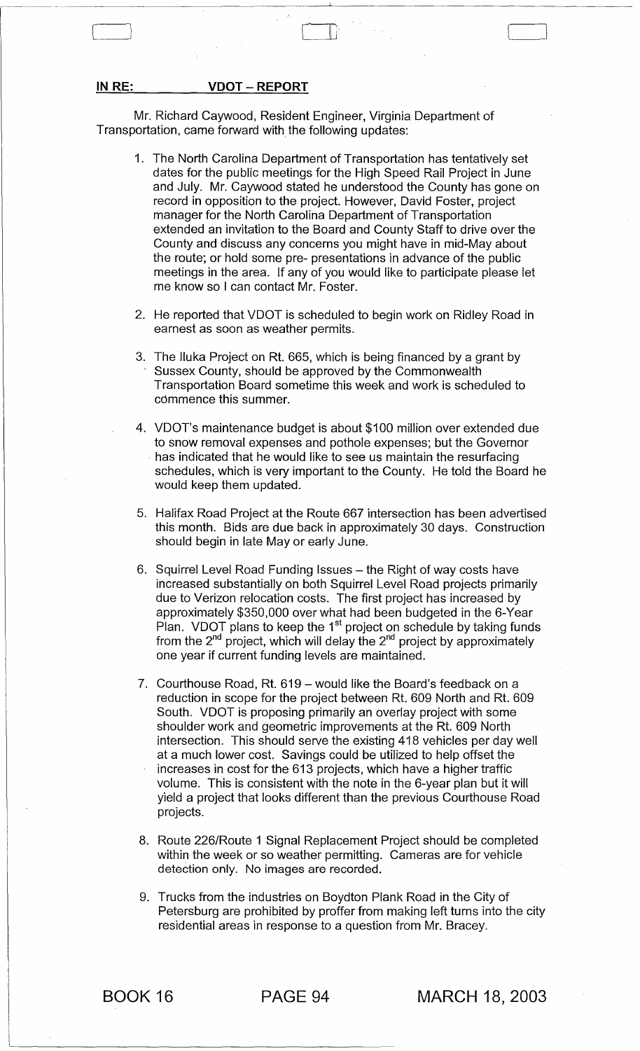**IN RE: VDOT – REPORT**

Mr. Richard Caywood, Resident Engineer, Virginia Department of Transportation, came forward with the following updates:

1. The North Carolina Department of Transportation has tentatively set dates for the public meetings for the High Speed Rail Project in June and July. Mr. Caywood stated he understood the County has gone on record in opposition to the project. However, David Foster, project manager for the North Carolina Department of Transportation extended an invitation to the Board and County Staff to drive over the County and discuss any concerns you might have in mid-May about the route; or hold some pre- presentations in advance of the public meetings in the area. If any of you would like to participate please let me know so I can contact Mr. Foster.

2. He reported that VDOT is scheduled to begin work on Ridley Road in earnest as soon as weather permits.

3. The Iluka Project on Rt. 665, which is being financed by a grant by Sussex County, should be approved by the Commonwealth Transportation Board sometime this week and work is scheduled to commence this summer.

4. VDOT's maintenance budget is about $100 million over extended due to snow removal expenses and pothole expenses; but the Governor has indicated that he would like to see us maintain the resurfacing schedules, which is very important to the County. He told the Board he would keep them updated.

5. Halifax Road Project at the Route 667 intersection has been advertised this month. Bids are due back in approximately 30 days. Construction should begin in late May or early June.

6. Squirrel Level Road Funding Issues – the Right of way costs have increased substantially on both Squirrel Level Road projects primarily due to Verizon relocation costs. The first project has increased by approximately $350,000 over what had been budgeted in the 6-Year Plan. VDOT plans to keep the 1st project on schedule by taking funds from the 2nd project, which will delay the 2nd project by approximately one year if current funding levels are maintained.

7. Courthouse Road, Rt. 619 – would like the Board's feedback on a reduction in scope for the project between Rt. 609 North and Rt. 609 South. VDOT is proposing primarily an overlay project with some shoulder work and geometric improvements at the Rt. 609 North intersection. This should serve the existing 418 vehicles per day well at a much lower cost. Savings could be utilized to help offset the increases in cost for the 613 projects, which have a higher traffic volume. This is consistent with the note in the 6-year plan but it will yield a project that looks different than the previous Courthouse Road projects.

8. Route 226/Route 1 Signal Replacement Project should be completed within the week or so weather permitting. Cameras are for vehicle detection only. No images are recorded.

9. Trucks from the industries on Boydton Plank Road in the City of Petersburg are prohibited by proffer from making left turns into the city residential areas in response to a question from Mr. Bracey.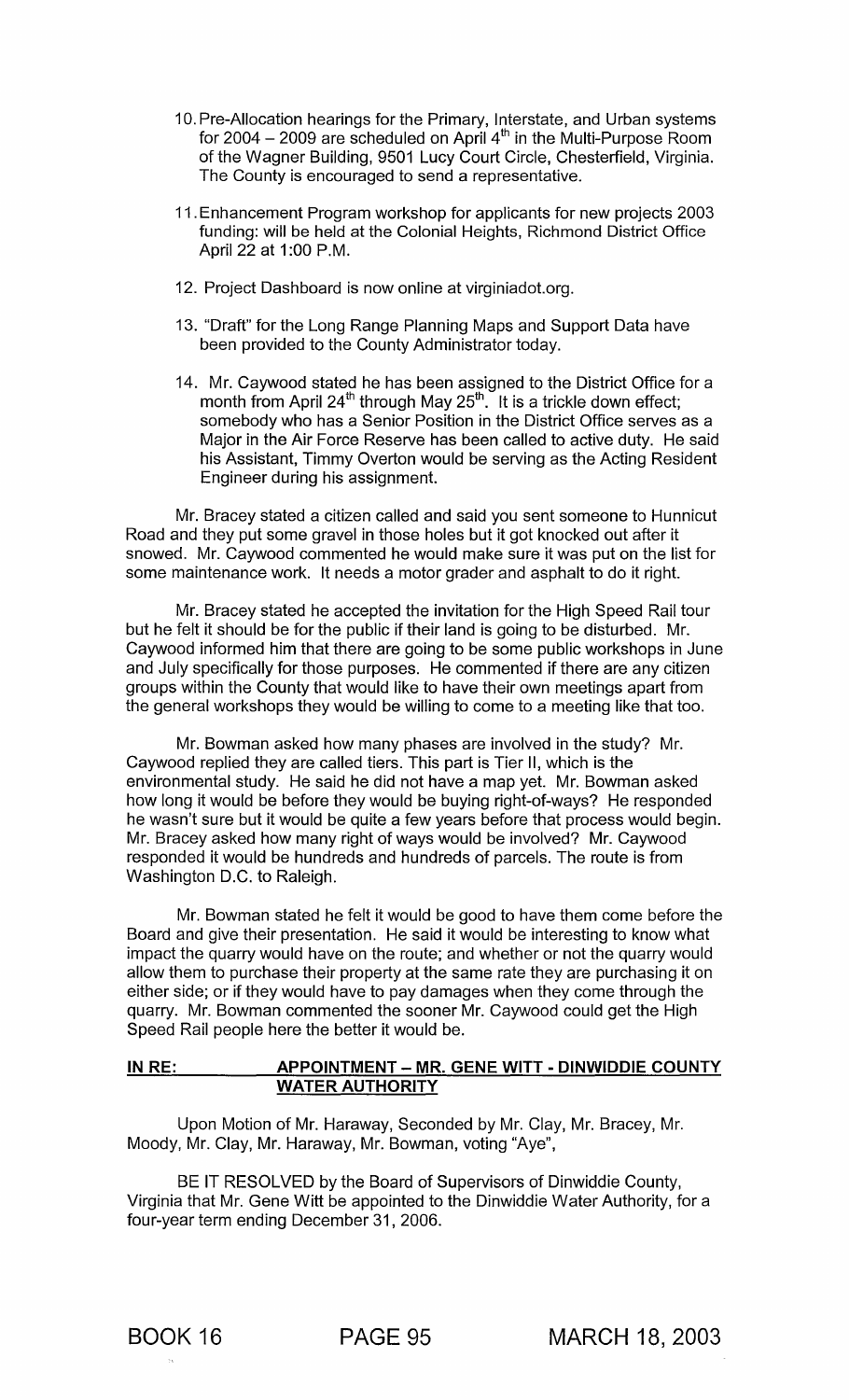10. Pre-Allocation hearings for the Primary, Interstate, and Urban systems for 2004 – 2009 are scheduled on April 4th in the Multi-Purpose Room of the Wagner Building, 9501 Lucy Court Circle, Chesterfield, Virginia. The County is encouraged to send a representative.

11. Enhancement Program workshop for applicants for new projects 2003 funding: will be held at the Colonial Heights, Richmond District Office April 22 at 1:00 P.M.

12. Project Dashboard is now online at virginiadot.org.

13. "Draft" for the Long Range Planning Maps and Support Data have been provided to the County Administrator today.

14. Mr. Caywood stated he has been assigned to the District Office for a month from April 24th through May 25th. It is a trickle down effect; somebody who has a Senior Position in the District Office serves as a Major in the Air Force Reserve has been called to active duty. He said his Assistant, Timmy Overton would be serving as the Acting Resident Engineer during his assignment.

Mr. Bracey stated a citizen called and said you sent someone to Hunnicut Road and they put some gravel in those holes but it got knocked out after it snowed. Mr. Caywood commented he would make sure it was put on the list for some maintenance work. It needs a motor grader and asphalt to do it right.

Mr. Bracey stated he accepted the invitation for the High Speed Rail tour but he felt it should be for the public if their land is going to be disturbed. Mr. Caywood informed him that there are going to be some public workshops in June and July specifically for those purposes. He commented if there are any citizen groups within the County that would like to have their own meetings apart from the general workshops they would be willing to come to a meeting like that too.

Mr. Bowman asked how many phases are involved in the study? Mr. Caywood replied they are called tiers. This part is Tier II, which is the environmental study. He said he did not have a map yet. Mr. Bowman asked how long it would be before they would be buying right-of-ways? He responded he wasn't sure but it would be quite a few years before that process would begin. Mr. Bracey asked how many right of ways would be involved? Mr. Caywood responded it would be hundreds and hundreds of parcels. The route is from Washington D.C. to Raleigh.

Mr. Bowman stated he felt it would be good to have them come before the Board and give their presentation. He said it would be interesting to know what impact the quarry would have on the route; and whether or not the quarry would allow them to purchase their property at the same rate they are purchasing it on either side; or if they would have to pay damages when they come through the quarry. Mr. Bowman commented the sooner Mr. Caywood could get the High Speed Rail people here the better it would be.

**IN RE: APPOINTMENT – MR. GENE WITT - DINWIDDIE COUNTY WATER AUTHORITY**

Upon Motion of Mr. Haraway, Seconded by Mr. Clay, Mr. Bracey, Mr. Moody, Mr. Clay, Mr. Haraway, Mr. Bowman, voting "Aye",

BE IT RESOLVED by the Board of Supervisors of Dinwiddie County, Virginia that Mr. Gene Witt be appointed to the Dinwiddie Water Authority, for a four-year term ending December 31, 2006.

BOOK 16 PAGE 95 MARCH 18, 2003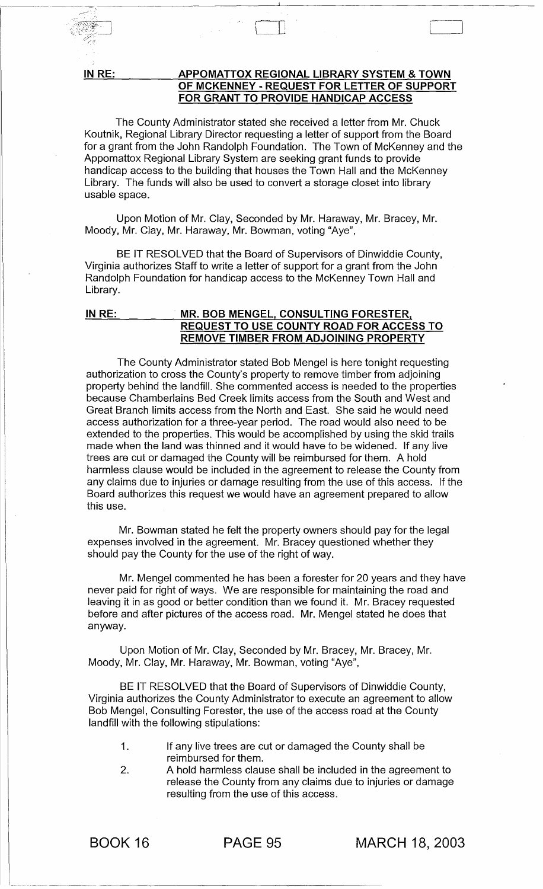**IN RE: APPOMATTOX REGIONAL LIBRARY SYSTEM & TOWN OF MCKENNEY - REQUEST FOR LETTER OF SUPPORT FOR GRANT TO PROVIDE HANDICAP ACCESS**

The County Administrator stated she received a letter from Mr. Chuck Koutnik, Regional Library Director requesting a letter of support from the Board for a grant from the John Randolph Foundation. The Town of McKenney and the Appomattox Regional Library System are seeking grant funds to provide handicap access to the building that houses the Town Hall and the McKenney Library. The funds will also be used to convert a storage closet into library usable space.

Upon Motion of Mr. Clay, Seconded by Mr. Haraway, Mr. Bracey, Mr. Moody, Mr. Clay, Mr. Haraway, Mr. Bowman, voting "Aye",

BE IT RESOLVED that the Board of Supervisors of Dinwiddie County, Virginia authorizes Staff to write a letter of support for a grant from the John Randolph Foundation for handicap access to the McKenney Town Hall and Library.

**IN RE: MR. BOB MENGEL, CONSULTING FORESTER, REQUEST TO USE COUNTY ROAD FOR ACCESS TO REMOVE TIMBER FROM ADJOINING PROPERTY**

The County Administrator stated Bob Mengel is here tonight requesting authorization to cross the County's property to remove timber from adjoining property behind the landfill. She commented access is needed to the properties because Chamberlains Bed Creek limits access from the South and West and Great Branch limits access from the North and East. She said he would need access authorization for a three-year period. The road would also need to be extended to the properties. This would be accomplished by using the skid trails made when the land was thinned and it would have to be widened. If any live trees are cut or damaged the County will be reimbursed for them. A hold harmless clause would be included in the agreement to release the County from any claims due to injuries or damage resulting from the use of this access. If the Board authorizes this request we would have an agreement prepared to allow this use.

Mr. Bowman stated he felt the property owners should pay for the legal expenses involved in the agreement. Mr. Bracey questioned whether they should pay the County for the use of the right of way.

Mr. Mengel commented he has been a forester for 20 years and they have never paid for right of ways. We are responsible for maintaining the road and leaving it in as good or better condition than we found it. Mr. Bracey requested before and after pictures of the access road. Mr. Mengel stated he does that anyway.

Upon Motion of Mr. Clay, Seconded by Mr. Bracey, Mr. Bracey, Mr. Moody, Mr. Clay, Mr. Haraway, Mr. Bowman, voting "Aye",

BE IT RESOLVED that the Board of Supervisors of Dinwiddie County, Virginia authorizes the County Administrator to execute an agreement to allow Bob Mengel, Consulting Forester, the use of the access road at the County landfill with the following stipulations:

1. If any live trees are cut or damaged the County shall be reimbursed for them.
2. A hold harmless clause shall be included in the agreement to release the County from any claims due to injuries or damage resulting from the use of this access.

BOOK 16 PAGE 95 MARCH 18, 2003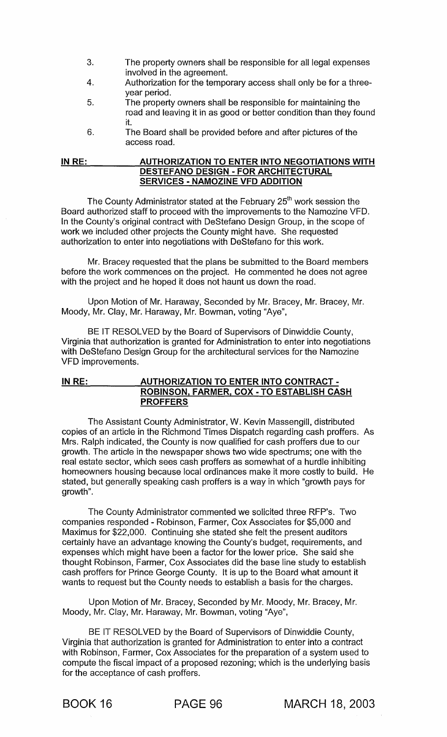3. The property owners shall be responsible for all legal expenses involved in the agreement.
4. Authorization for the temporary access shall only be for a three-year period.
5. The property owners shall be responsible for maintaining the road and leaving it in as good or better condition than they found it.
6. The Board shall be provided before and after pictures of the access road.

**IN RE: AUTHORIZATION TO ENTER INTO NEGOTIATIONS WITH DESTEFANO DESIGN - FOR ARCHITECTURAL SERVICES - NAMOZINE VFD ADDITION**

The County Administrator stated at the February 25th work session the Board authorized staff to proceed with the improvements to the Namozine VFD. In the County's original contract with DeStefano Design Group, in the scope of work we included other projects the County might have. She requested authorization to enter into negotiations with DeStefano for this work.

Mr. Bracey requested that the plans be submitted to the Board members before the work commences on the project. He commented he does not agree with the project and he hoped it does not haunt us down the road.

Upon Motion of Mr. Haraway, Seconded by Mr. Bracey, Mr. Bracey, Mr. Moody, Mr. Clay, Mr. Haraway, Mr. Bowman, voting "Aye",

BE IT RESOLVED by the Board of Supervisors of Dinwiddie County, Virginia that authorization is granted for Administration to enter into negotiations with DeStefano Design Group for the architectural services for the Namozine VFD improvements.

**IN RE: AUTHORIZATION TO ENTER INTO CONTRACT - ROBINSON, FARMER, COX - TO ESTABLISH CASH PROFFERS**

The Assistant County Administrator, W. Kevin Massengill, distributed copies of an article in the Richmond Times Dispatch regarding cash proffers. As Mrs. Ralph indicated, the County is now qualified for cash proffers due to our growth. The article in the newspaper shows two wide spectrums; one with the real estate sector, which sees cash proffers as somewhat of a hurdle inhibiting homeowners housing because local ordinances make it more costly to build. He stated, but generally speaking cash proffers is a way in which "growth pays for growth".

The County Administrator commented we solicited three RFP's. Two companies responded - Robinson, Farmer, Cox Associates for $5,000 and Maximus for $22,000. Continuing she stated she felt the present auditors certainly have an advantage knowing the County's budget, requirements, and expenses which might have been a factor for the lower price. She said she thought Robinson, Farmer, Cox Associates did the base line study to establish cash proffers for Prince George County. It is up to the Board what amount it wants to request but the County needs to establish a basis for the charges.

Upon Motion of Mr. Bracey, Seconded by Mr. Moody, Mr. Bracey, Mr. Moody, Mr. Clay, Mr. Haraway, Mr. Bowman, voting "Aye",

BE IT RESOLVED by the Board of Supervisors of Dinwiddie County, Virginia that authorization is granted for Administration to enter into a contract with Robinson, Farmer, Cox Associates for the preparation of a system used to compute the fiscal impact of a proposed rezoning; which is the underlying basis for the acceptance of cash proffers.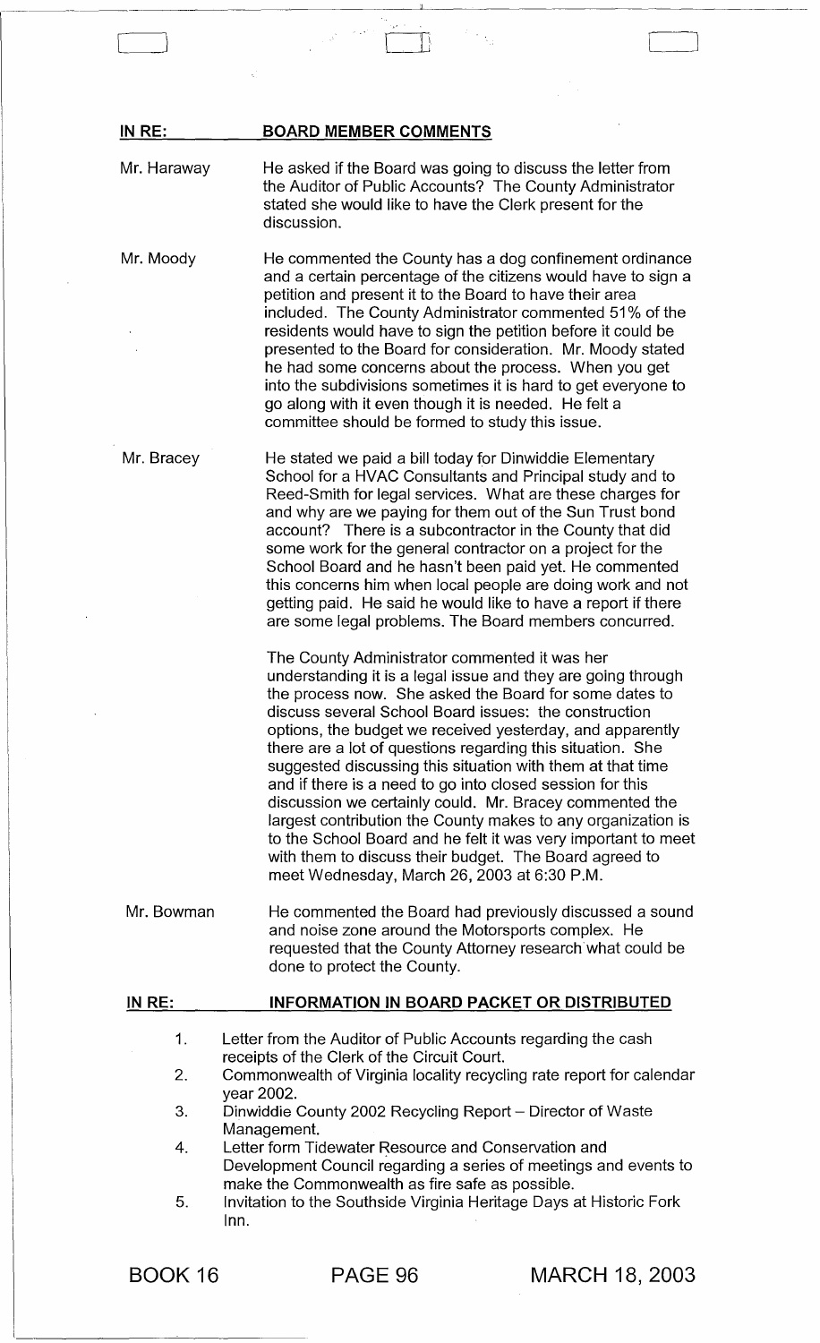## IN RE: BOARD MEMBER COMMENTS

**Mr. Haraway** — He asked if the Board was going to discuss the letter from the Auditor of Public Accounts? The County Administrator stated she would like to have the Clerk present for the discussion.

**Mr. Moody** — He commented the County has a dog confinement ordinance and a certain percentage of the citizens would have to sign a petition and present it to the Board to have their area included. The County Administrator commented 51% of the residents would have to sign the petition before it could be presented to the Board for consideration. Mr. Moody stated he had some concerns about the process. When you get into the subdivisions sometimes it is hard to get everyone to go along with it even though it is needed. He felt a committee should be formed to study this issue.

**Mr. Bracey** — He stated we paid a bill today for Dinwiddie Elementary School for a HVAC Consultants and Principal study and to Reed-Smith for legal services. What are these charges for and why are we paying for them out of the Sun Trust bond account? There is a subcontractor in the County that did some work for the general contractor on a project for the School Board and he hasn't been paid yet. He commented this concerns him when local people are doing work and not getting paid. He said he would like to have a report if there are some legal problems. The Board members concurred.

The County Administrator commented it was her understanding it is a legal issue and they are going through the process now. She asked the Board for some dates to discuss several School Board issues: the construction options, the budget we received yesterday, and apparently there are a lot of questions regarding this situation. She suggested discussing this situation with them at that time and if there is a need to go into closed session for this discussion we certainly could. Mr. Bracey commented the largest contribution the County makes to any organization is to the School Board and he felt it was very important to meet with them to discuss their budget. The Board agreed to meet Wednesday, March 26, 2003 at 6:30 P.M.

**Mr. Bowman** — He commented the Board had previously discussed a sound and noise zone around the Motorsports complex. He requested that the County Attorney research what could be done to protect the County.

## IN RE: INFORMATION IN BOARD PACKET OR DISTRIBUTED

1. Letter from the Auditor of Public Accounts regarding the cash receipts of the Clerk of the Circuit Court.
2. Commonwealth of Virginia locality recycling rate report for calendar year 2002.
3. Dinwiddie County 2002 Recycling Report – Director of Waste Management.
4. Letter form Tidewater Resource and Conservation and Development Council regarding a series of meetings and events to make the Commonwealth as fire safe as possible.
5. Invitation to the Southside Virginia Heritage Days at Historic Fork Inn.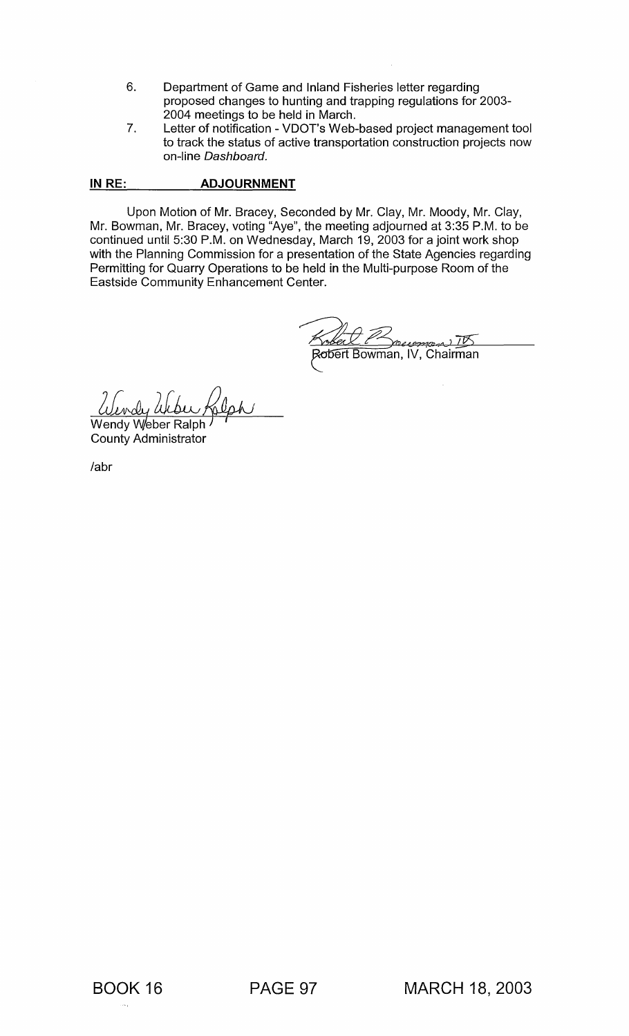6. Department of Game and Inland Fisheries letter regarding proposed changes to hunting and trapping regulations for 2003-2004 meetings to be held in March.
7. Letter of notification - VDOT's Web-based project management tool to track the status of active transportation construction projects now on-line *Dashboard*.

**IN RE: ADJOURNMENT**

Upon Motion of Mr. Bracey, Seconded by Mr. Clay, Mr. Moody, Mr. Clay, Mr. Bowman, Mr. Bracey, voting "Aye", the meeting adjourned at 3:35 P.M. to be continued until 5:30 P.M. on Wednesday, March 19, 2003 for a joint work shop with the Planning Commission for a presentation of the State Agencies regarding Permitting for Quarry Operations to be held in the Multi-purpose Room of the Eastside Community Enhancement Center.

Robert Bowman, IV, Chairman

Wendy Weber Ralph
County Administrator

/abr

BOOK 16 PAGE 97 MARCH 18, 2003